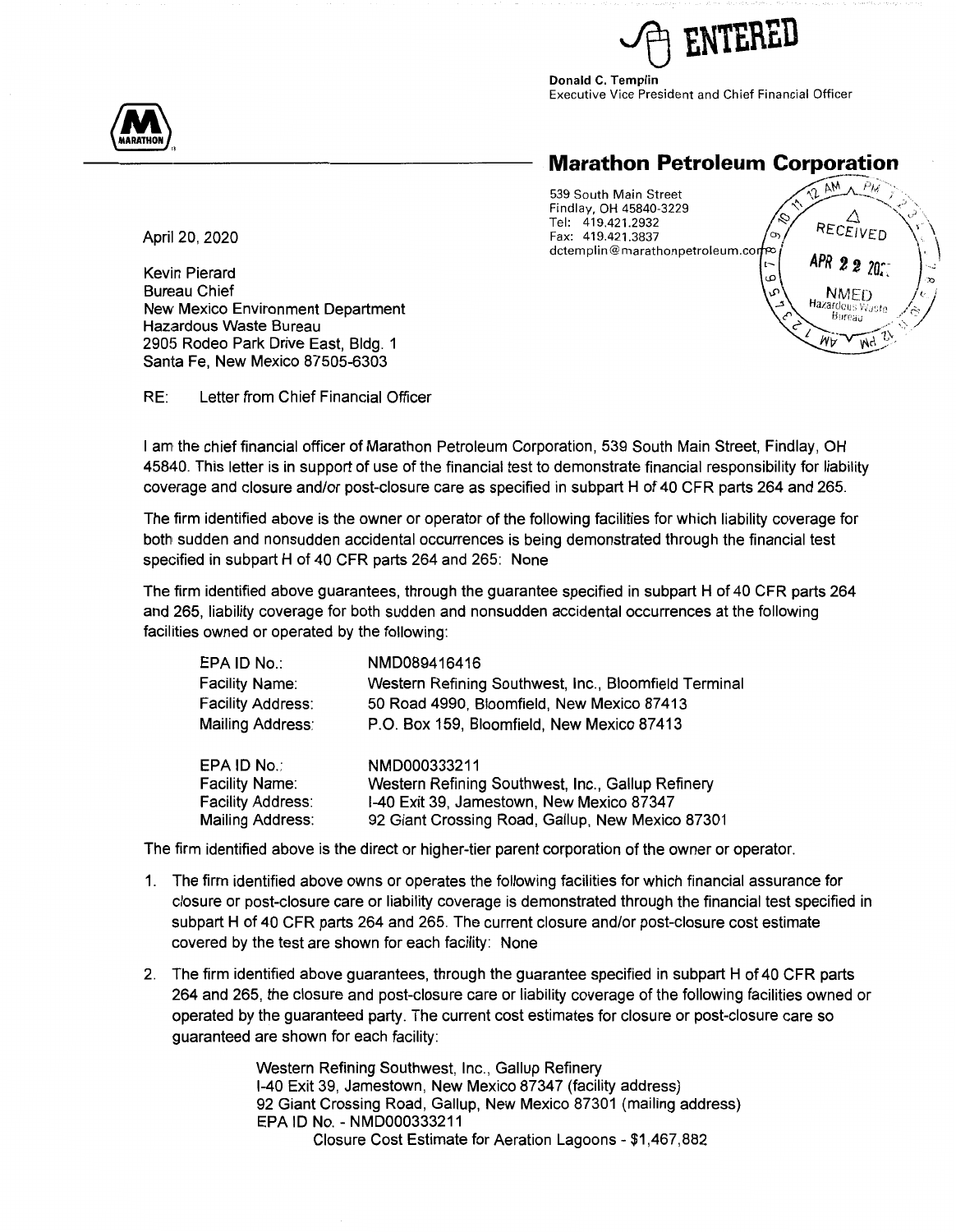ENTERED

**Donald C. Templin**
Executive Vice President and Chief Financial Officer

## Marathon Petroleum Corporation

539 South Main Street
Findlay, OH 45840-3229
Tel: 419.421.2932
Fax: 419.421.3837
dctemplin@marathonpetroleum.com

RECEIVED
APR 22 2020
NMED
Hazardous Waste Bureau

April 20, 2020

Kevin Pierard
Bureau Chief
New Mexico Environment Department
Hazardous Waste Bureau
2905 Rodeo Park Drive East, Bldg. 1
Santa Fe, New Mexico 87505-6303

RE: Letter from Chief Financial Officer

I am the chief financial officer of Marathon Petroleum Corporation, 539 South Main Street, Findlay, OH 45840. This letter is in support of use of the financial test to demonstrate financial responsibility for liability coverage and closure and/or post-closure care as specified in subpart H of 40 CFR parts 264 and 265.

The firm identified above is the owner or operator of the following facilities for which liability coverage for both sudden and nonsudden accidental occurrences is being demonstrated through the financial test specified in subpart H of 40 CFR parts 264 and 265: None

The firm identified above guarantees, through the guarantee specified in subpart H of 40 CFR parts 264 and 265, liability coverage for both sudden and nonsudden accidental occurrences at the following facilities owned or operated by the following:

| | |
|---|---|
| EPA ID No.: | NMD089416416 |
| Facility Name: | Western Refining Southwest, Inc., Bloomfield Terminal |
| Facility Address: | 50 Road 4990, Bloomfield, New Mexico 87413 |
| Mailing Address: | P.O. Box 159, Bloomfield, New Mexico 87413 |
| | |
| EPA ID No.: | NMD000333211 |
| Facility Name: | Western Refining Southwest, Inc., Gallup Refinery |
| Facility Address: | I-40 Exit 39, Jamestown, New Mexico 87347 |
| Mailing Address: | 92 Giant Crossing Road, Gallup, New Mexico 87301 |

The firm identified above is the direct or higher-tier parent corporation of the owner or operator.

1. The firm identified above owns or operates the following facilities for which financial assurance for closure or post-closure care or liability coverage is demonstrated through the financial test specified in subpart H of 40 CFR parts 264 and 265. The current closure and/or post-closure cost estimate covered by the test are shown for each facility: None

2. The firm identified above guarantees, through the guarantee specified in subpart H of 40 CFR parts 264 and 265, the closure and post-closure care or liability coverage of the following facilities owned or operated by the guaranteed party. The current cost estimates for closure or post-closure care so guaranteed are shown for each facility:

   Western Refining Southwest, Inc., Gallup Refinery
   I-40 Exit 39, Jamestown, New Mexico 87347 (facility address)
   92 Giant Crossing Road, Gallup, New Mexico 87301 (mailing address)
   EPA ID No. - NMD000333211
   Closure Cost Estimate for Aeration Lagoons - $1,467,882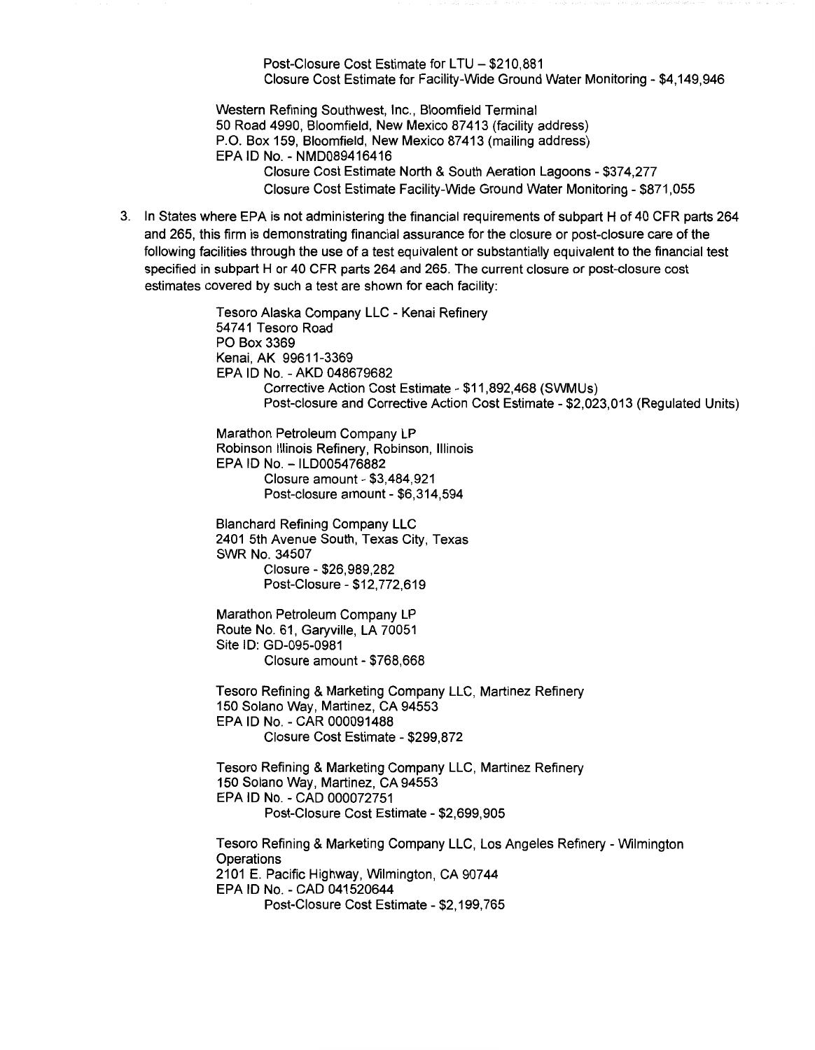Post-Closure Cost Estimate for LTU – $210,881
Closure Cost Estimate for Facility-Wide Ground Water Monitoring - $4,149,946

Western Refining Southwest, Inc., Bloomfield Terminal
50 Road 4990, Bloomfield, New Mexico 87413 (facility address)
P.O. Box 159, Bloomfield, New Mexico 87413 (mailing address)
EPA ID No. - NMD089416416
Closure Cost Estimate North & South Aeration Lagoons - $374,277
Closure Cost Estimate Facility-Wide Ground Water Monitoring - $871,055

3. In States where EPA is not administering the financial requirements of subpart H of 40 CFR parts 264 and 265, this firm is demonstrating financial assurance for the closure or post-closure care of the following facilities through the use of a test equivalent or substantially equivalent to the financial test specified in subpart H or 40 CFR parts 264 and 265. The current closure or post-closure cost estimates covered by such a test are shown for each facility:

Tesoro Alaska Company LLC - Kenai Refinery
54741 Tesoro Road
PO Box 3369
Kenai, AK 99611-3369
EPA ID No. - AKD 048679682
Corrective Action Cost Estimate - $11,892,468 (SWMUs)
Post-closure and Corrective Action Cost Estimate - $2,023,013 (Regulated Units)

Marathon Petroleum Company LP
Robinson Illinois Refinery, Robinson, Illinois
EPA ID No. – ILD005476882
Closure amount - $3,484,921
Post-closure amount - $6,314,594

Blanchard Refining Company LLC
2401 5th Avenue South, Texas City, Texas
SWR No. 34507
Closure - $26,989,282
Post-Closure - $12,772,619

Marathon Petroleum Company LP
Route No. 61, Garyville, LA 70051
Site ID: GD-095-0981
Closure amount - $768,668

Tesoro Refining & Marketing Company LLC, Martinez Refinery
150 Solano Way, Martinez, CA 94553
EPA ID No. - CAR 000091488
Closure Cost Estimate - $299,872

Tesoro Refining & Marketing Company LLC, Martinez Refinery
150 Solano Way, Martinez, CA 94553
EPA ID No. - CAD 000072751
Post-Closure Cost Estimate - $2,699,905

Tesoro Refining & Marketing Company LLC, Los Angeles Refinery - Wilmington Operations
2101 E. Pacific Highway, Wilmington, CA 90744
EPA ID No. - CAD 041520644
Post-Closure Cost Estimate - $2,199,765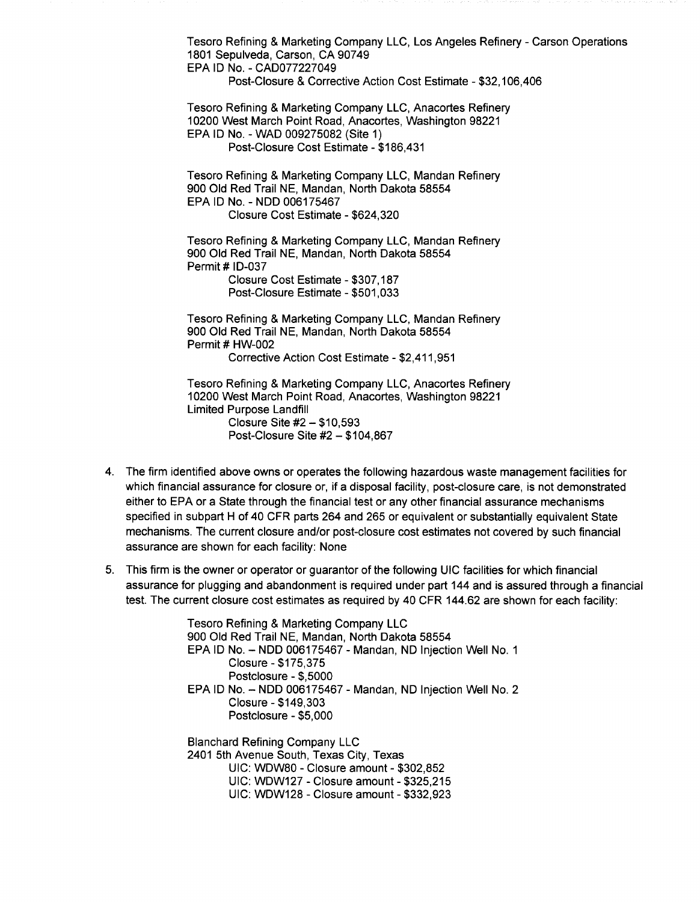Tesoro Refining & Marketing Company LLC, Los Angeles Refinery - Carson Operations
1801 Sepulveda, Carson, CA 90749
EPA ID No. - CAD077227049
Post-Closure & Corrective Action Cost Estimate - $32,106,406

Tesoro Refining & Marketing Company LLC, Anacortes Refinery
10200 West March Point Road, Anacortes, Washington 98221
EPA ID No. - WAD 009275082 (Site 1)
Post-Closure Cost Estimate - $186,431

Tesoro Refining & Marketing Company LLC, Mandan Refinery
900 Old Red Trail NE, Mandan, North Dakota 58554
EPA ID No. - NDD 006175467
Closure Cost Estimate - $624,320

Tesoro Refining & Marketing Company LLC, Mandan Refinery
900 Old Red Trail NE, Mandan, North Dakota 58554
Permit # ID-037
Closure Cost Estimate - $307,187
Post-Closure Estimate - $501,033

Tesoro Refining & Marketing Company LLC, Mandan Refinery
900 Old Red Trail NE, Mandan, North Dakota 58554
Permit # HW-002
Corrective Action Cost Estimate - $2,411,951

Tesoro Refining & Marketing Company LLC, Anacortes Refinery
10200 West March Point Road, Anacortes, Washington 98221
Limited Purpose Landfill
Closure Site #2 – $10,593
Post-Closure Site #2 – $104,867

4. The firm identified above owns or operates the following hazardous waste management facilities for which financial assurance for closure or, if a disposal facility, post-closure care, is not demonstrated either to EPA or a State through the financial test or any other financial assurance mechanisms specified in subpart H of 40 CFR parts 264 and 265 or equivalent or substantially equivalent State mechanisms. The current closure and/or post-closure cost estimates not covered by such financial assurance are shown for each facility: None

5. This firm is the owner or operator or guarantor of the following UIC facilities for which financial assurance for plugging and abandonment is required under part 144 and is assured through a financial test. The current closure cost estimates as required by 40 CFR 144.62 are shown for each facility:

Tesoro Refining & Marketing Company LLC
900 Old Red Trail NE, Mandan, North Dakota 58554
EPA ID No. – NDD 006175467 - Mandan, ND Injection Well No. 1
Closure - $175,375
Postclosure - $,5000
EPA ID No. – NDD 006175467 - Mandan, ND Injection Well No. 2
Closure - $149,303
Postclosure - $5,000

Blanchard Refining Company LLC
2401 5th Avenue South, Texas City, Texas
UIC: WDW80 - Closure amount - $302,852
UIC: WDW127 - Closure amount - $325,215
UIC: WDW128 - Closure amount - $332,923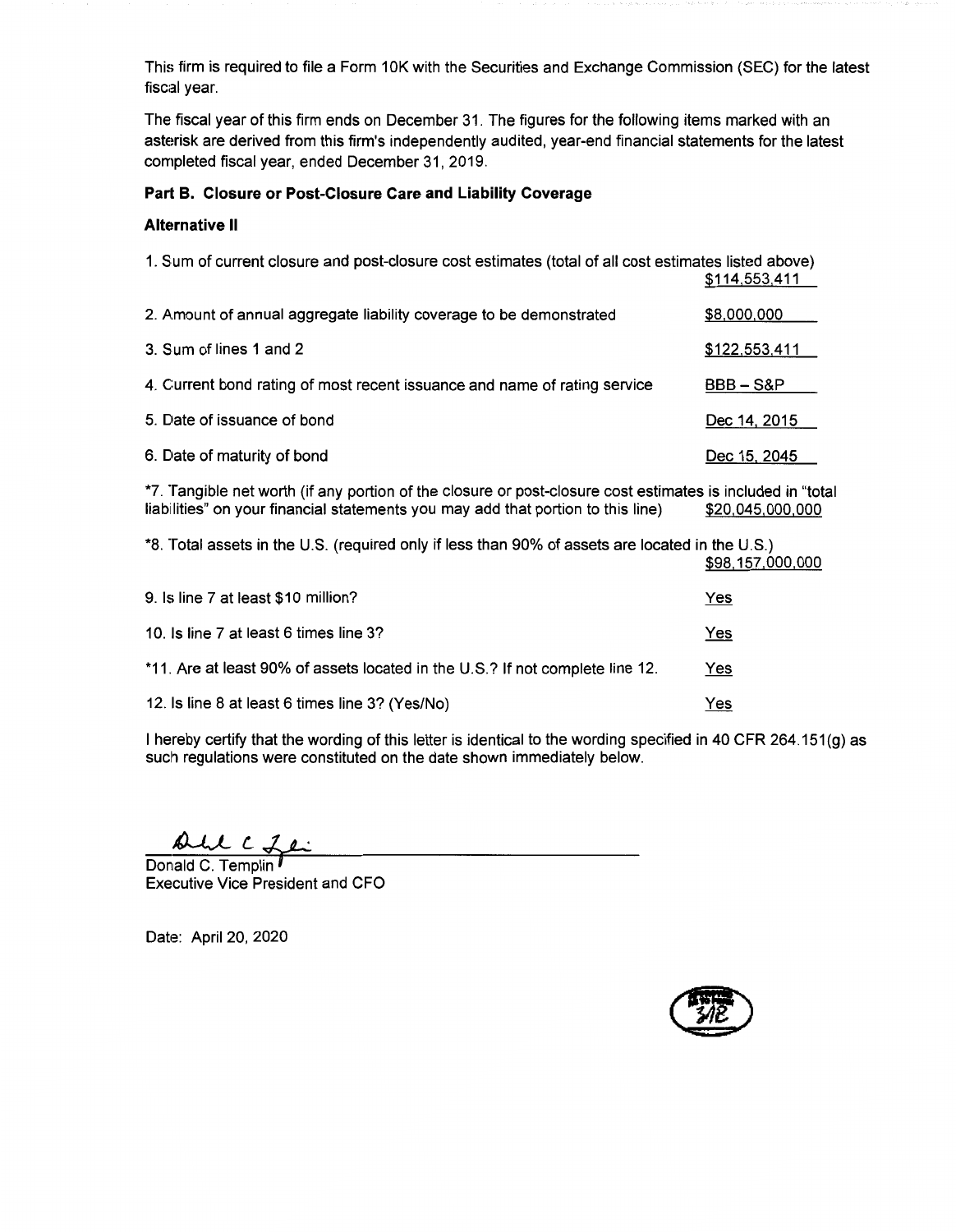This firm is required to file a Form 10K with the Securities and Exchange Commission (SEC) for the latest fiscal year.

The fiscal year of this firm ends on December 31. The figures for the following items marked with an asterisk are derived from this firm's independently audited, year-end financial statements for the latest completed fiscal year, ended December 31, 2019.

**Part B. Closure or Post-Closure Care and Liability Coverage**

**Alternative II**

1. Sum of current closure and post-closure cost estimates (total of all cost estimates listed above) $114,553,411

2. Amount of annual aggregate liability coverage to be demonstrated $8,000,000

3. Sum of lines 1 and 2 $122,553,411

4. Current bond rating of most recent issuance and name of rating service BBB – S&P

5. Date of issuance of bond Dec 14, 2015

6. Date of maturity of bond Dec 15, 2045

*7. Tangible net worth (if any portion of the closure or post-closure cost estimates is included in "total liabilities" on your financial statements you may add that portion to this line) $20,045,000,000

*8. Total assets in the U.S. (required only if less than 90% of assets are located in the U.S.) $98,157,000,000

9. Is line 7 at least $10 million? Yes

10. Is line 7 at least 6 times line 3? Yes

*11. Are at least 90% of assets located in the U.S.? If not complete line 12. Yes

12. Is line 8 at least 6 times line 3? (Yes/No) Yes

I hereby certify that the wording of this letter is identical to the wording specified in 40 CFR 264.151(g) as such regulations were constituted on the date shown immediately below.

Donald C. Templin
Executive Vice President and CFO

Date: April 20, 2020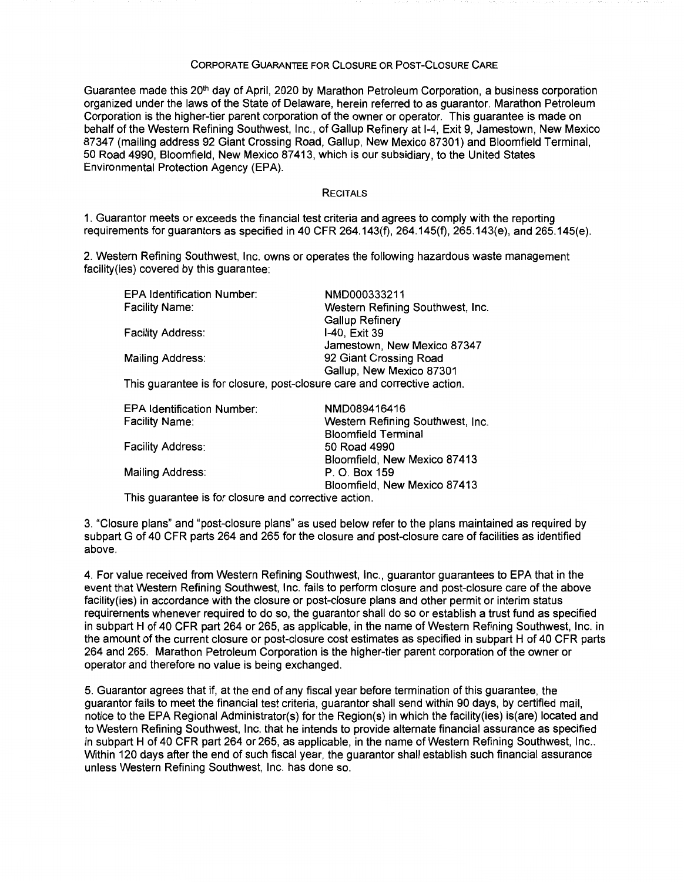# CORPORATE GUARANTEE FOR CLOSURE OR POST-CLOSURE CARE

Guarantee made this 20th day of April, 2020 by Marathon Petroleum Corporation, a business corporation organized under the laws of the State of Delaware, herein referred to as guarantor. Marathon Petroleum Corporation is the higher-tier parent corporation of the owner or operator. This guarantee is made on behalf of the Western Refining Southwest, Inc., of Gallup Refinery at I-4, Exit 9, Jamestown, New Mexico 87347 (mailing address 92 Giant Crossing Road, Gallup, New Mexico 87301) and Bloomfield Terminal, 50 Road 4990, Bloomfield, New Mexico 87413, which is our subsidiary, to the United States Environmental Protection Agency (EPA).

## RECITALS

1. Guarantor meets or exceeds the financial test criteria and agrees to comply with the reporting requirements for guarantors as specified in 40 CFR 264.143(f), 264.145(f), 265.143(e), and 265.145(e).

2. Western Refining Southwest, Inc. owns or operates the following hazardous waste management facility(ies) covered by this guarantee:

| | |
|---|---|
| EPA Identification Number: | NMD000333211 |
| Facility Name: | Western Refining Southwest, Inc. Gallup Refinery |
| Facility Address: | I-40, Exit 39 Jamestown, New Mexico 87347 |
| Mailing Address: | 92 Giant Crossing Road Gallup, New Mexico 87301 |

This guarantee is for closure, post-closure care and corrective action.

| | |
|---|---|
| EPA Identification Number: | NMD089416416 |
| Facility Name: | Western Refining Southwest, Inc. Bloomfield Terminal |
| Facility Address: | 50 Road 4990 Bloomfield, New Mexico 87413 |
| Mailing Address: | P. O. Box 159 Bloomfield, New Mexico 87413 |

This guarantee is for closure and corrective action.

3. "Closure plans" and "post-closure plans" as used below refer to the plans maintained as required by subpart G of 40 CFR parts 264 and 265 for the closure and post-closure care of facilities as identified above.

4. For value received from Western Refining Southwest, Inc., guarantor guarantees to EPA that in the event that Western Refining Southwest, Inc. fails to perform closure and post-closure care of the above facility(ies) in accordance with the closure or post-closure plans and other permit or interim status requirements whenever required to do so, the guarantor shall do so or establish a trust fund as specified in subpart H of 40 CFR part 264 or 265, as applicable, in the name of Western Refining Southwest, Inc. in the amount of the current closure or post-closure cost estimates as specified in subpart H of 40 CFR parts 264 and 265. Marathon Petroleum Corporation is the higher-tier parent corporation of the owner or operator and therefore no value is being exchanged.

5. Guarantor agrees that if, at the end of any fiscal year before termination of this guarantee, the guarantor fails to meet the financial test criteria, guarantor shall send within 90 days, by certified mail, notice to the EPA Regional Administrator(s) for the Region(s) in which the facility(ies) is(are) located and to Western Refining Southwest, Inc. that he intends to provide alternate financial assurance as specified in subpart H of 40 CFR part 264 or 265, as applicable, in the name of Western Refining Southwest, Inc.. Within 120 days after the end of such fiscal year, the guarantor shall establish such financial assurance unless Western Refining Southwest, Inc. has done so.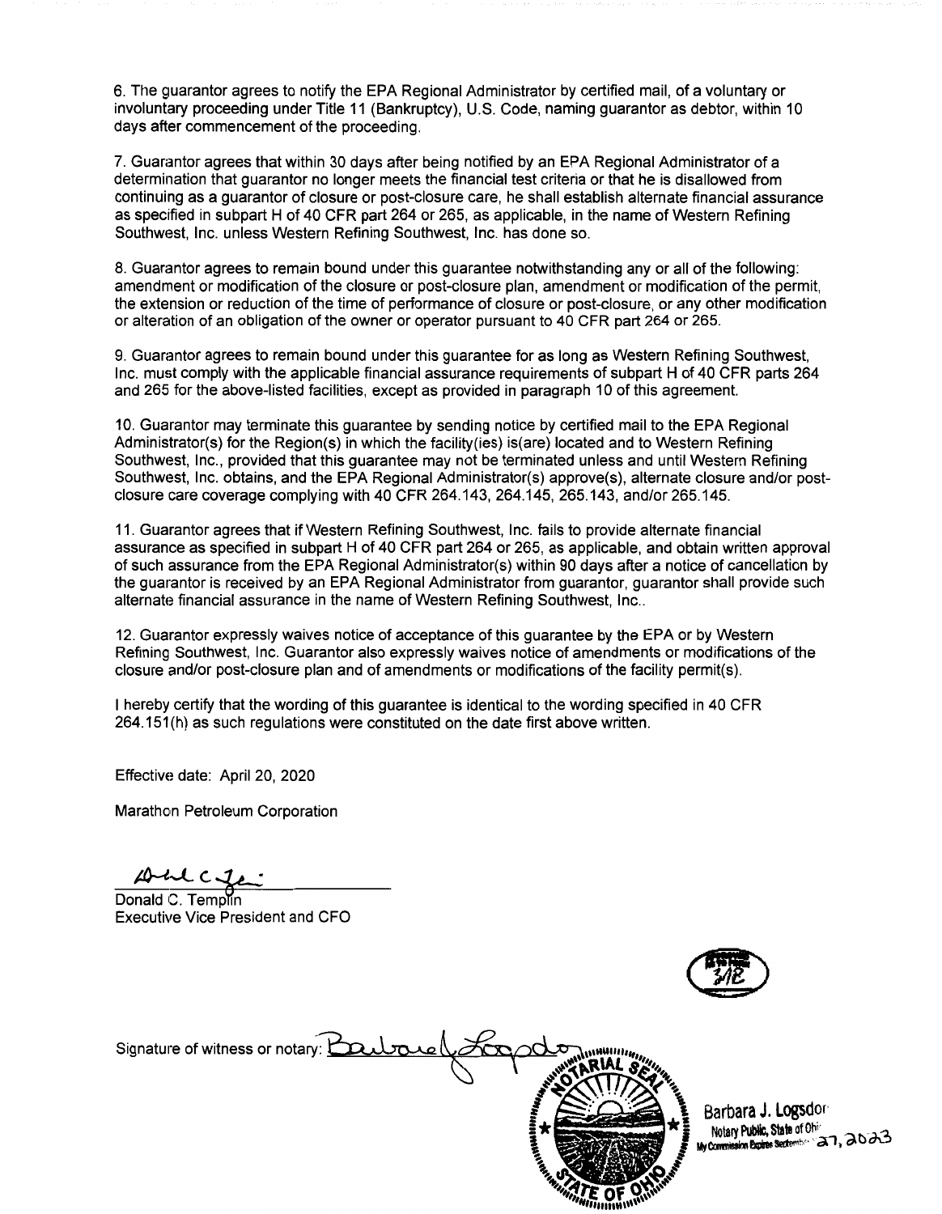6. The guarantor agrees to notify the EPA Regional Administrator by certified mail, of a voluntary or involuntary proceeding under Title 11 (Bankruptcy), U.S. Code, naming guarantor as debtor, within 10 days after commencement of the proceeding.

7. Guarantor agrees that within 30 days after being notified by an EPA Regional Administrator of a determination that guarantor no longer meets the financial test criteria or that he is disallowed from continuing as a guarantor of closure or post-closure care, he shall establish alternate financial assurance as specified in subpart H of 40 CFR part 264 or 265, as applicable, in the name of Western Refining Southwest, Inc. unless Western Refining Southwest, Inc. has done so.

8. Guarantor agrees to remain bound under this guarantee notwithstanding any or all of the following: amendment or modification of the closure or post-closure plan, amendment or modification of the permit, the extension or reduction of the time of performance of closure or post-closure, or any other modification or alteration of an obligation of the owner or operator pursuant to 40 CFR part 264 or 265.

9. Guarantor agrees to remain bound under this guarantee for as long as Western Refining Southwest, Inc. must comply with the applicable financial assurance requirements of subpart H of 40 CFR parts 264 and 265 for the above-listed facilities, except as provided in paragraph 10 of this agreement.

10. Guarantor may terminate this guarantee by sending notice by certified mail to the EPA Regional Administrator(s) for the Region(s) in which the facility(ies) is(are) located and to Western Refining Southwest, Inc., provided that this guarantee may not be terminated unless and until Western Refining Southwest, Inc. obtains, and the EPA Regional Administrator(s) approve(s), alternate closure and/or post-closure care coverage complying with 40 CFR 264.143, 264.145, 265.143, and/or 265.145.

11. Guarantor agrees that if Western Refining Southwest, Inc. fails to provide alternate financial assurance as specified in subpart H of 40 CFR part 264 or 265, as applicable, and obtain written approval of such assurance from the EPA Regional Administrator(s) within 90 days after a notice of cancellation by the guarantor is received by an EPA Regional Administrator from guarantor, guarantor shall provide such alternate financial assurance in the name of Western Refining Southwest, Inc..

12. Guarantor expressly waives notice of acceptance of this guarantee by the EPA or by Western Refining Southwest, Inc. Guarantor also expressly waives notice of amendments or modifications of the closure and/or post-closure plan and of amendments or modifications of the facility permit(s).

I hereby certify that the wording of this guarantee is identical to the wording specified in 40 CFR 264.151(h) as such regulations were constituted on the date first above written.

Effective date: April 20, 2020

Marathon Petroleum Corporation

Donald C. Templin
Executive Vice President and CFO

Signature of witness or notary: Barbara J. Logsdon

NOTARIAL SEAL — STATE OF OHIO

Barbara J. Logsdon
Notary Public, State of Ohio
My Commission Expires September 27, 2023